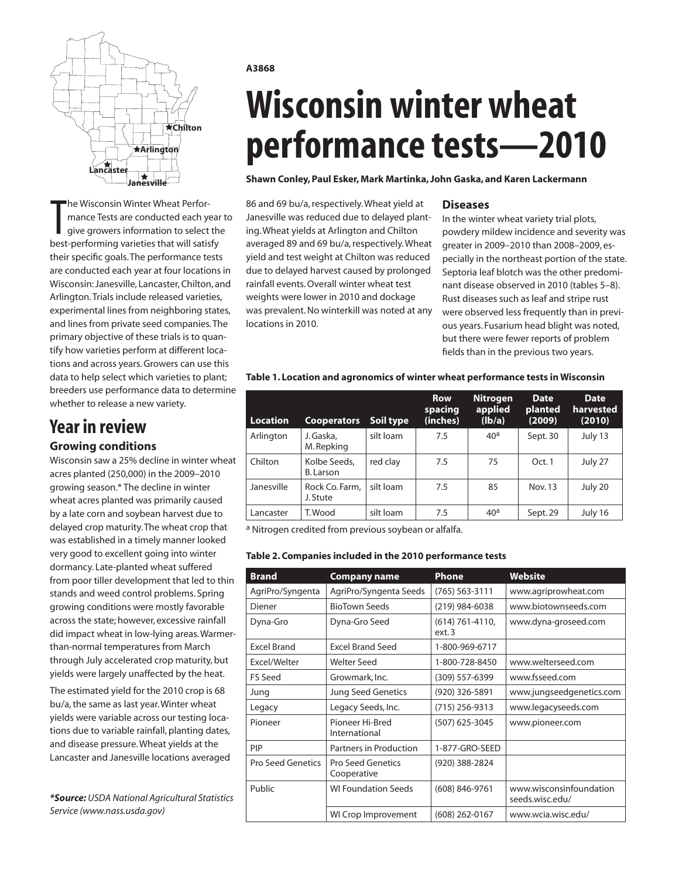A3868

# Wisconsin winter wheat performance tests—2010

**Shawn Conley, Paul Esker, Mark Martinka, John Gaska, and Karen Lackermann**

The Wisconsin Winter Wheat Performance Tests are conducted each year to give growers information to select the best-performing varieties that will satisfy their specific goals. The performance tests are conducted each year at four locations in Wisconsin: Janesville, Lancaster, Chilton, and Arlington. Trials include released varieties, experimental lines from neighboring states, and lines from private seed companies. The primary objective of these trials is to quantify how varieties perform at different locations and across years. Growers can use this data to help select which varieties to plant; breeders use performance data to determine whether to release a new variety.

## Year in review

### Growing conditions

Wisconsin saw a 25% decline in winter wheat acres planted (250,000) in the 2009–2010 growing season.* The decline in winter wheat acres planted was primarily caused by a late corn and soybean harvest due to delayed crop maturity. The wheat crop that was established in a timely manner looked very good to excellent going into winter dormancy. Late-planted wheat suffered from poor tiller development that led to thin stands and weed control problems. Spring growing conditions were mostly favorable across the state; however, excessive rainfall did impact wheat in low-lying areas. Warmer-than-normal temperatures from March through July accelerated crop maturity, but yields were largely unaffected by the heat.

The estimated yield for the 2010 crop is 68 bu/a, the same as last year. Winter wheat yields were variable across our testing locations due to variable rainfall, planting dates, and disease pressure. Wheat yields at the Lancaster and Janesville locations averaged 86 and 69 bu/a, respectively. Wheat yield at Janesville was reduced due to delayed planting. Wheat yields at Arlington and Chilton averaged 89 and 69 bu/a, respectively. Wheat yield and test weight at Chilton was reduced due to delayed harvest caused by prolonged rainfall events. Overall winter wheat test weights were lower in 2010 and dockage was prevalent. No winterkill was noted at any locations in 2010.

***Source:** USDA National Agricultural Statistics Service (www.nass.usda.gov)*

### Diseases

In the winter wheat variety trial plots, powdery mildew incidence and severity was greater in 2009–2010 than 2008–2009, especially in the northeast portion of the state. Septoria leaf blotch was the other predominant disease observed in 2010 (tables 5–8). Rust diseases such as leaf and stripe rust were observed less frequently than in previous years. Fusarium head blight was noted, but there were fewer reports of problem fields than in the previous two years.

**Table 1. Location and agronomics of winter wheat performance tests in Wisconsin**

| Location | Cooperators | Soil type | Row spacing (inches) | Nitrogen applied (lb/a) | Date planted (2009) | Date harvested (2010) |
|---|---|---|---|---|---|---|
| Arlington | J. Gaska, M. Repking | silt loam | 7.5 | 40[a] | Sept. 30 | July 13 |
| Chilton | Kolbe Seeds, B. Larson | red clay | 7.5 | 75 | Oct. 1 | July 27 |
| Janesville | Rock Co. Farm, J. Stute | silt loam | 7.5 | 85 | Nov. 13 | July 20 |
| Lancaster | T. Wood | silt loam | 7.5 | 40[a] | Sept. 29 | July 16 |

[a] Nitrogen credited from previous soybean or alfalfa.

**Table 2. Companies included in the 2010 performance tests**

| Brand | Company name | Phone | Website |
|---|---|---|---|
| AgriPro/Syngenta | AgriPro/Syngenta Seeds | (765) 563-3111 | www.agriprowheat.com |
| Diener | BioTown Seeds | (219) 984-6038 | www.biotownseeds.com |
| Dyna-Gro | Dyna-Gro Seed | (614) 761-4110, ext. 3 | www.dyna-groseed.com |
| Excel Brand | Excel Brand Seed | 1-800-969-6717 | |
| Excel/Welter | Welter Seed | 1-800-728-8450 | www.welterseed.com |
| FS Seed | Growmark, Inc. | (309) 557-6399 | www.fsseed.com |
| Jung | Jung Seed Genetics | (920) 326-5891 | www.jungseedgenetics.com |
| Legacy | Legacy Seeds, Inc. | (715) 256-9313 | www.legacyseeds.com |
| Pioneer | Pioneer Hi-Bred International | (507) 625-3045 | www.pioneer.com |
| PIP | Partners in Production | 1-877-GRO-SEED | |
| Pro Seed Genetics | Pro Seed Genetics Cooperative | (920) 388-2824 | |
| Public | WI Foundation Seeds | (608) 846-9761 | www.wisconsinfoundationseeds.wisc.edu/ |
| | WI Crop Improvement | (608) 262-0167 | www.wcia.wisc.edu/ |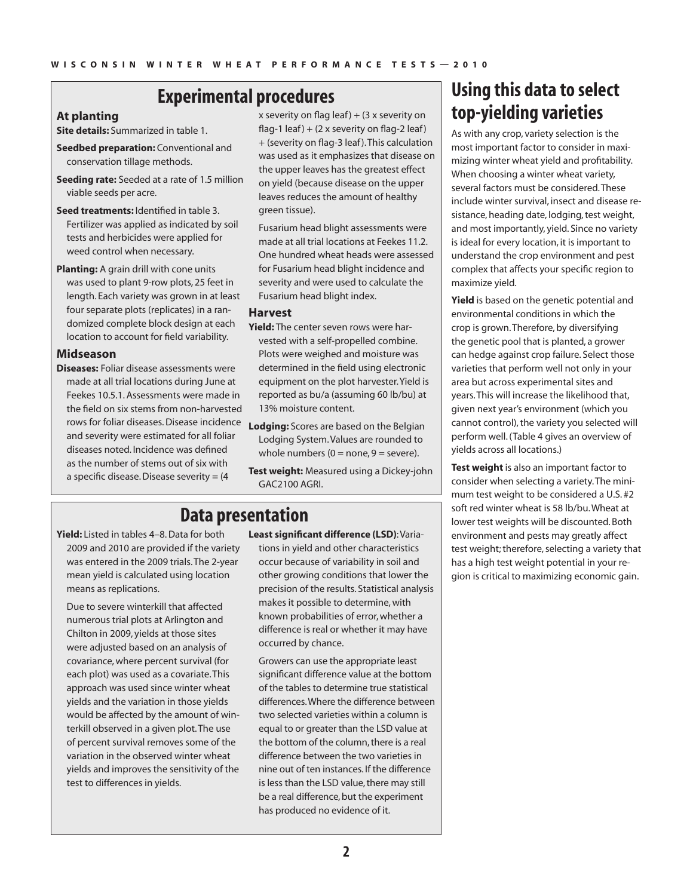## Experimental procedures

### At planting

**Site details:** Summarized in table 1.

**Seedbed preparation:** Conventional and conservation tillage methods.

**Seeding rate:** Seeded at a rate of 1.5 million viable seeds per acre.

**Seed treatments:** Identified in table 3. Fertilizer was applied as indicated by soil tests and herbicides were applied for weed control when necessary.

**Planting:** A grain drill with cone units was used to plant 9-row plots, 25 feet in length. Each variety was grown in at least four separate plots (replicates) in a randomized complete block design at each location to account for field variability.

### Midseason

**Diseases:** Foliar disease assessments were made at all trial locations during June at Feekes 10.5.1. Assessments were made in the field on six stems from non-harvested rows for foliar diseases. Disease incidence and severity were estimated for all foliar diseases noted. Incidence was defined as the number of stems out of six with a specific disease. Disease severity = (4 x severity on flag leaf) + (3 x severity on flag-1 leaf) + (2 x severity on flag-2 leaf) + (severity on flag-3 leaf). This calculation was used as it emphasizes that disease on the upper leaves has the greatest effect on yield (because disease on the upper leaves reduces the amount of healthy green tissue).

Fusarium head blight assessments were made at all trial locations at Feekes 11.2. One hundred wheat heads were assessed for Fusarium head blight incidence and severity and were used to calculate the Fusarium head blight index.

### Harvest

**Yield:** The center seven rows were harvested with a self-propelled combine. Plots were weighed and moisture was determined in the field using electronic equipment on the plot harvester. Yield is reported as bu/a (assuming 60 lb/bu) at 13% moisture content.

**Lodging:** Scores are based on the Belgian Lodging System. Values are rounded to whole numbers (0 = none, 9 = severe).

**Test weight:** Measured using a Dickey-john GAC2100 AGRI.

## Data presentation

**Yield:** Listed in tables 4–8. Data for both 2009 and 2010 are provided if the variety was entered in the 2009 trials. The 2-year mean yield is calculated using location means as replications.

Due to severe winterkill that affected numerous trial plots at Arlington and Chilton in 2009, yields at those sites were adjusted based on an analysis of covariance, where percent survival (for each plot) was used as a covariate. This approach was used since winter wheat yields and the variation in those yields would be affected by the amount of winterkill observed in a given plot. The use of percent survival removes some of the variation in the observed winter wheat yields and improves the sensitivity of the test to differences in yields.

**Least significant difference (LSD)**: Variations in yield and other characteristics occur because of variability in soil and other growing conditions that lower the precision of the results. Statistical analysis makes it possible to determine, with known probabilities of error, whether a difference is real or whether it may have occurred by chance.

Growers can use the appropriate least significant difference value at the bottom of the tables to determine true statistical differences. Where the difference between two selected varieties within a column is equal to or greater than the LSD value at the bottom of the column, there is a real difference between the two varieties in nine out of ten instances. If the difference is less than the LSD value, there may still be a real difference, but the experiment has produced no evidence of it.

## Using this data to select top-yielding varieties

As with any crop, variety selection is the most important factor to consider in maximizing winter wheat yield and profitability. When choosing a winter wheat variety, several factors must be considered. These include winter survival, insect and disease resistance, heading date, lodging, test weight, and most importantly, yield. Since no variety is ideal for every location, it is important to understand the crop environment and pest complex that affects your specific region to maximize yield.

**Yield** is based on the genetic potential and environmental conditions in which the crop is grown. Therefore, by diversifying the genetic pool that is planted, a grower can hedge against crop failure. Select those varieties that perform well not only in your area but across experimental sites and years. This will increase the likelihood that, given next year's environment (which you cannot control), the variety you selected will perform well. (Table 4 gives an overview of yields across all locations.)

**Test weight** is also an important factor to consider when selecting a variety. The minimum test weight to be considered a U.S. #2 soft red winter wheat is 58 lb/bu. Wheat at lower test weights will be discounted. Both environment and pests may greatly affect test weight; therefore, selecting a variety that has a high test weight potential in your region is critical to maximizing economic gain.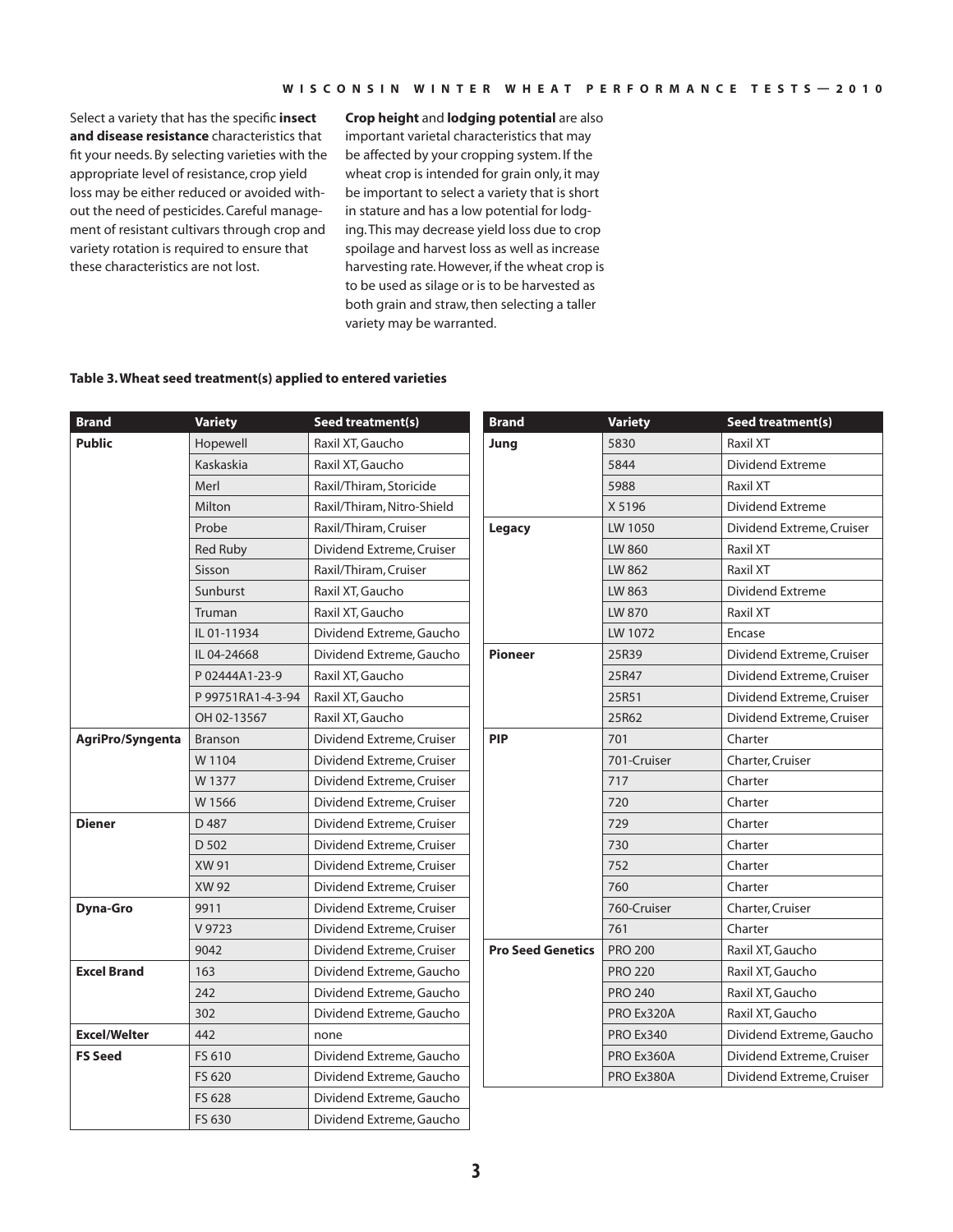Select a variety that has the specific **insect and disease resistance** characteristics that fit your needs. By selecting varieties with the appropriate level of resistance, crop yield loss may be either reduced or avoided without the need of pesticides. Careful management of resistant cultivars through crop and variety rotation is required to ensure that these characteristics are not lost.

**Crop height** and **lodging potential** are also important varietal characteristics that may be affected by your cropping system. If the wheat crop is intended for grain only, it may be important to select a variety that is short in stature and has a low potential for lodging. This may decrease yield loss due to crop spoilage and harvest loss as well as increase harvesting rate. However, if the wheat crop is to be used as silage or is to be harvested as both grain and straw, then selecting a taller variety may be warranted.

**Table 3. Wheat seed treatment(s) applied to entered varieties**

| Brand | Variety | Seed treatment(s) |
|---|---|---|
| **Public** | Hopewell | Raxil XT, Gaucho |
| | Kaskaskia | Raxil XT, Gaucho |
| | Merl | Raxil/Thiram, Storicide |
| | Milton | Raxil/Thiram, Nitro-Shield |
| | Probe | Raxil/Thiram, Cruiser |
| | Red Ruby | Dividend Extreme, Cruiser |
| | Sisson | Raxil/Thiram, Cruiser |
| | Sunburst | Raxil XT, Gaucho |
| | Truman | Raxil XT, Gaucho |
| | IL 01-11934 | Dividend Extreme, Gaucho |
| | IL 04-24668 | Dividend Extreme, Gaucho |
| | P 02444A1-23-9 | Raxil XT, Gaucho |
| | P 99751RA1-4-3-94 | Raxil XT, Gaucho |
| | OH 02-13567 | Raxil XT, Gaucho |
| **AgriPro/Syngenta** | Branson | Dividend Extreme, Cruiser |
| | W 1104 | Dividend Extreme, Cruiser |
| | W 1377 | Dividend Extreme, Cruiser |
| | W 1566 | Dividend Extreme, Cruiser |
| **Diener** | D 487 | Dividend Extreme, Cruiser |
| | D 502 | Dividend Extreme, Cruiser |
| | XW 91 | Dividend Extreme, Cruiser |
| | XW 92 | Dividend Extreme, Cruiser |
| **Dyna-Gro** | 9911 | Dividend Extreme, Cruiser |
| | V 9723 | Dividend Extreme, Cruiser |
| | 9042 | Dividend Extreme, Cruiser |
| **Excel Brand** | 163 | Dividend Extreme, Gaucho |
| | 242 | Dividend Extreme, Gaucho |
| | 302 | Dividend Extreme, Gaucho |
| **Excel/Welter** | 442 | none |
| **FS Seed** | FS 610 | Dividend Extreme, Gaucho |
| | FS 620 | Dividend Extreme, Gaucho |
| | FS 628 | Dividend Extreme, Gaucho |
| | FS 630 | Dividend Extreme, Gaucho |
| **Jung** | 5830 | Raxil XT |
| | 5844 | Dividend Extreme |
| | 5988 | Raxil XT |
| | X 5196 | Dividend Extreme |
| **Legacy** | LW 1050 | Dividend Extreme, Cruiser |
| | LW 860 | Raxil XT |
| | LW 862 | Raxil XT |
| | LW 863 | Dividend Extreme |
| | LW 870 | Raxil XT |
| | LW 1072 | Encase |
| **Pioneer** | 25R39 | Dividend Extreme, Cruiser |
| | 25R47 | Dividend Extreme, Cruiser |
| | 25R51 | Dividend Extreme, Cruiser |
| | 25R62 | Dividend Extreme, Cruiser |
| **PIP** | 701 | Charter |
| | 701-Cruiser | Charter, Cruiser |
| | 717 | Charter |
| | 720 | Charter |
| | 729 | Charter |
| | 730 | Charter |
| | 752 | Charter |
| | 760 | Charter |
| | 760-Cruiser | Charter, Cruiser |
| | 761 | Charter |
| **Pro Seed Genetics** | PRO 200 | Raxil XT, Gaucho |
| | PRO 220 | Raxil XT, Gaucho |
| | PRO 240 | Raxil XT, Gaucho |
| | PRO Ex320A | Raxil XT, Gaucho |
| | PRO Ex340 | Dividend Extreme, Gaucho |
| | PRO Ex360A | Dividend Extreme, Cruiser |
| | PRO Ex380A | Dividend Extreme, Cruiser |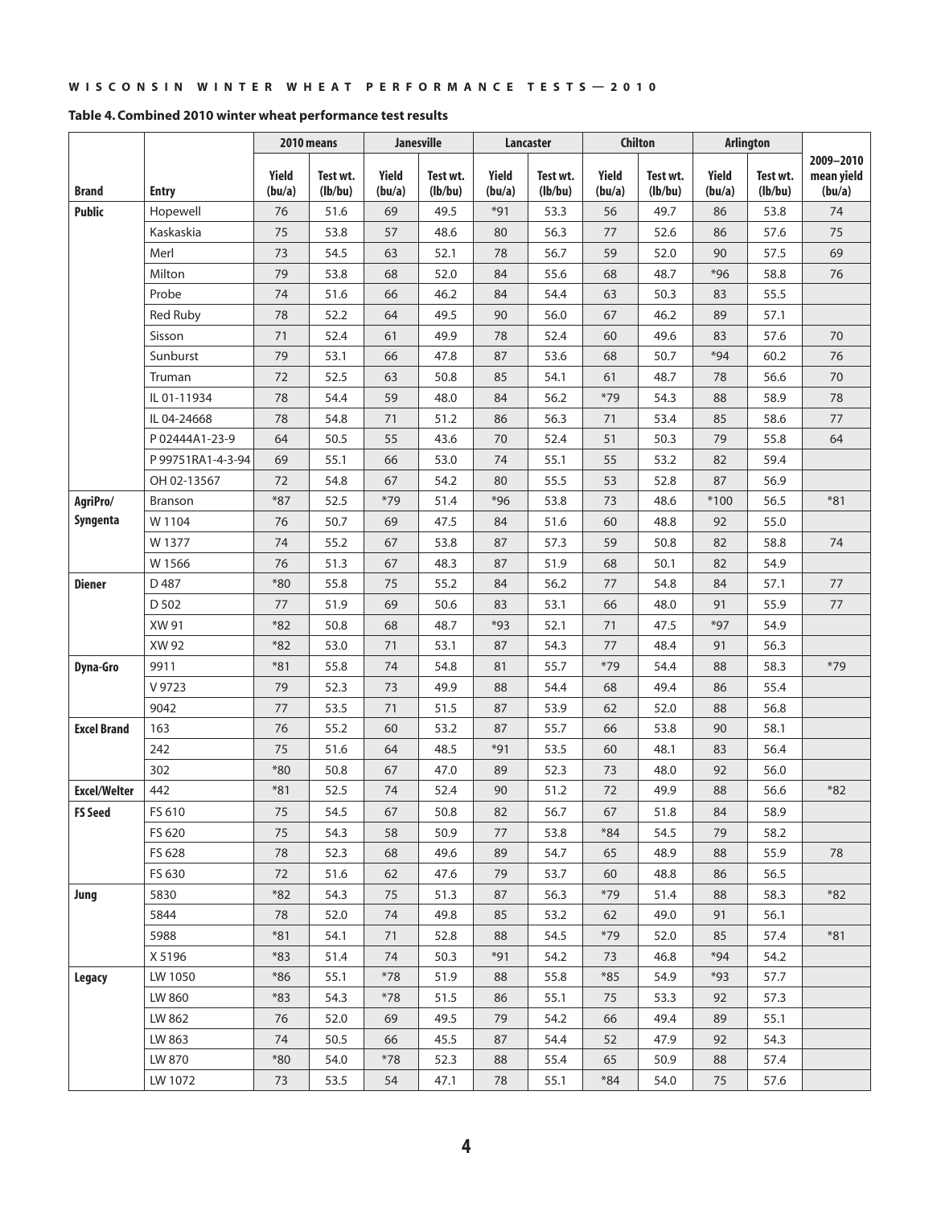**Table 4. Combined 2010 winter wheat performance test results**

| | | 2010 means | | Janesville | | Lancaster | | Chilton | | Arlington | | |
|---|---|---|---|---|---|---|---|---|---|---|---|---|
| **Brand** | **Entry** | **Yield (bu/a)** | **Test wt. (lb/bu)** | **Yield (bu/a)** | **Test wt. (lb/bu)** | **Yield (bu/a)** | **Test wt. (lb/bu)** | **Yield (bu/a)** | **Test wt. (lb/bu)** | **Yield (bu/a)** | **Test wt. (lb/bu)** | **2009–2010 mean yield (bu/a)** |
| **Public** | Hopewell | 76 | 51.6 | 69 | 49.5 | *91 | 53.3 | 56 | 49.7 | 86 | 53.8 | 74 |
| | Kaskaskia | 75 | 53.8 | 57 | 48.6 | 80 | 56.3 | 77 | 52.6 | 86 | 57.6 | 75 |
| | Merl | 73 | 54.5 | 63 | 52.1 | 78 | 56.7 | 59 | 52.0 | 90 | 57.5 | 69 |
| | Milton | 79 | 53.8 | 68 | 52.0 | 84 | 55.6 | 68 | 48.7 | *96 | 58.8 | 76 |
| | Probe | 74 | 51.6 | 66 | 46.2 | 84 | 54.4 | 63 | 50.3 | 83 | 55.5 | |
| | Red Ruby | 78 | 52.2 | 64 | 49.5 | 90 | 56.0 | 67 | 46.2 | 89 | 57.1 | |
| | Sisson | 71 | 52.4 | 61 | 49.9 | 78 | 52.4 | 60 | 49.6 | 83 | 57.6 | 70 |
| | Sunburst | 79 | 53.1 | 66 | 47.8 | 87 | 53.6 | 68 | 50.7 | *94 | 60.2 | 76 |
| | Truman | 72 | 52.5 | 63 | 50.8 | 85 | 54.1 | 61 | 48.7 | 78 | 56.6 | 70 |
| | IL 01-11934 | 78 | 54.4 | 59 | 48.0 | 84 | 56.2 | *79 | 54.3 | 88 | 58.9 | 78 |
| | IL 04-24668 | 78 | 54.8 | 71 | 51.2 | 86 | 56.3 | 71 | 53.4 | 85 | 58.6 | 77 |
| | P 02444A1-23-9 | 64 | 50.5 | 55 | 43.6 | 70 | 52.4 | 51 | 50.3 | 79 | 55.8 | 64 |
| | P 99751RA1-4-3-94 | 69 | 55.1 | 66 | 53.0 | 74 | 55.1 | 55 | 53.2 | 82 | 59.4 | |
| | OH 02-13567 | 72 | 54.8 | 67 | 54.2 | 80 | 55.5 | 53 | 52.8 | 87 | 56.9 | |
| **AgriPro/ Syngenta** | Branson | *87 | 52.5 | *79 | 51.4 | *96 | 53.8 | 73 | 48.6 | *100 | 56.5 | *81 |
| | W 1104 | 76 | 50.7 | 69 | 47.5 | 84 | 51.6 | 60 | 48.8 | 92 | 55.0 | |
| | W 1377 | 74 | 55.2 | 67 | 53.8 | 87 | 57.3 | 59 | 50.8 | 82 | 58.8 | 74 |
| | W 1566 | 76 | 51.3 | 67 | 48.3 | 87 | 51.9 | 68 | 50.1 | 82 | 54.9 | |
| **Diener** | D 487 | *80 | 55.8 | 75 | 55.2 | 84 | 56.2 | 77 | 54.8 | 84 | 57.1 | 77 |
| | D 502 | 77 | 51.9 | 69 | 50.6 | 83 | 53.1 | 66 | 48.0 | 91 | 55.9 | 77 |
| | XW 91 | *82 | 50.8 | 68 | 48.7 | *93 | 52.1 | 71 | 47.5 | *97 | 54.9 | |
| | XW 92 | *82 | 53.0 | 71 | 53.1 | 87 | 54.3 | 77 | 48.4 | 91 | 56.3 | |
| **Dyna-Gro** | 9911 | *81 | 55.8 | 74 | 54.8 | 81 | 55.7 | *79 | 54.4 | 88 | 58.3 | *79 |
| | V 9723 | 79 | 52.3 | 73 | 49.9 | 88 | 54.4 | 68 | 49.4 | 86 | 55.4 | |
| | 9042 | 77 | 53.5 | 71 | 51.5 | 87 | 53.9 | 62 | 52.0 | 88 | 56.8 | |
| **Excel Brand** | 163 | 76 | 55.2 | 60 | 53.2 | 87 | 55.7 | 66 | 53.8 | 90 | 58.1 | |
| | 242 | 75 | 51.6 | 64 | 48.5 | *91 | 53.5 | 60 | 48.1 | 83 | 56.4 | |
| | 302 | *80 | 50.8 | 67 | 47.0 | 89 | 52.3 | 73 | 48.0 | 92 | 56.0 | |
| **Excel/Welter** | 442 | *81 | 52.5 | 74 | 52.4 | 90 | 51.2 | 72 | 49.9 | 88 | 56.6 | *82 |
| **FS Seed** | FS 610 | 75 | 54.5 | 67 | 50.8 | 82 | 56.7 | 67 | 51.8 | 84 | 58.9 | |
| | FS 620 | 75 | 54.3 | 58 | 50.9 | 77 | 53.8 | *84 | 54.5 | 79 | 58.2 | |
| | FS 628 | 78 | 52.3 | 68 | 49.6 | 89 | 54.7 | 65 | 48.9 | 88 | 55.9 | 78 |
| | FS 630 | 72 | 51.6 | 62 | 47.6 | 79 | 53.7 | 60 | 48.8 | 86 | 56.5 | |
| **Jung** | 5830 | *82 | 54.3 | 75 | 51.3 | 87 | 56.3 | *79 | 51.4 | 88 | 58.3 | *82 |
| | 5844 | 78 | 52.0 | 74 | 49.8 | 85 | 53.2 | 62 | 49.0 | 91 | 56.1 | |
| | 5988 | *81 | 54.1 | 71 | 52.8 | 88 | 54.5 | *79 | 52.0 | 85 | 57.4 | *81 |
| | X 5196 | *83 | 51.4 | 74 | 50.3 | *91 | 54.2 | 73 | 46.8 | *94 | 54.2 | |
| **Legacy** | LW 1050 | *86 | 55.1 | *78 | 51.9 | 88 | 55.8 | *85 | 54.9 | *93 | 57.7 | |
| | LW 860 | *83 | 54.3 | *78 | 51.5 | 86 | 55.1 | 75 | 53.3 | 92 | 57.3 | |
| | LW 862 | 76 | 52.0 | 69 | 49.5 | 79 | 54.2 | 66 | 49.4 | 89 | 55.1 | |
| | LW 863 | 74 | 50.5 | 66 | 45.5 | 87 | 54.4 | 52 | 47.9 | 92 | 54.3 | |
| | LW 870 | *80 | 54.0 | *78 | 52.3 | 88 | 55.4 | 65 | 50.9 | 88 | 57.4 | |
| | LW 1072 | 73 | 53.5 | 54 | 47.1 | 78 | 55.1 | *84 | 54.0 | 75 | 57.6 | |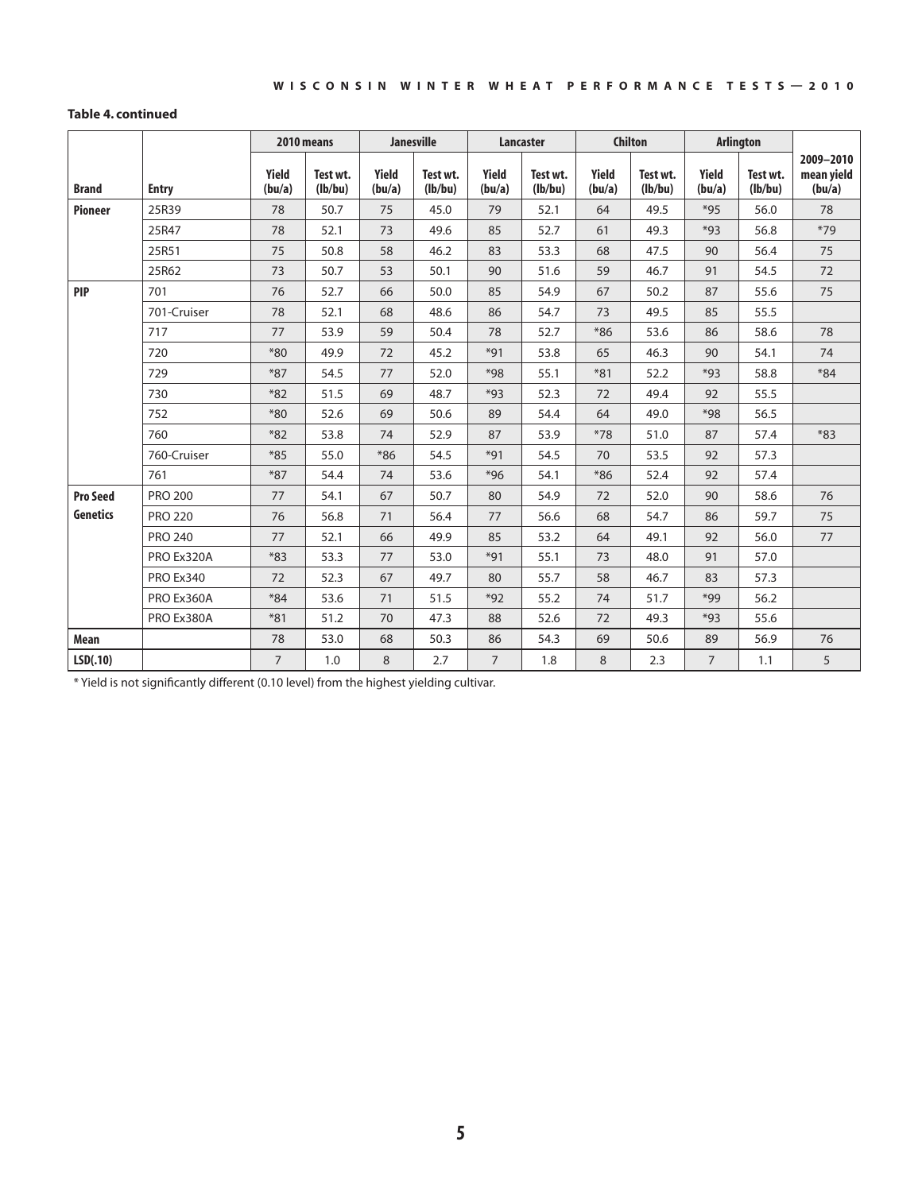**Table 4. continued**

| | | 2010 means | | Janesville | | Lancaster | | Chilton | | Arlington | | |
|---|---|---|---|---|---|---|---|---|---|---|---|---|
| **Brand** | **Entry** | **Yield (bu/a)** | **Test wt. (lb/bu)** | **Yield (bu/a)** | **Test wt. (lb/bu)** | **Yield (bu/a)** | **Test wt. (lb/bu)** | **Yield (bu/a)** | **Test wt. (lb/bu)** | **Yield (bu/a)** | **Test wt. (lb/bu)** | **2009–2010 mean yield (bu/a)** |
| **Pioneer** | 25R39 | 78 | 50.7 | 75 | 45.0 | 79 | 52.1 | 64 | 49.5 | *95 | 56.0 | 78 |
| | 25R47 | 78 | 52.1 | 73 | 49.6 | 85 | 52.7 | 61 | 49.3 | *93 | 56.8 | *79 |
| | 25R51 | 75 | 50.8 | 58 | 46.2 | 83 | 53.3 | 68 | 47.5 | 90 | 56.4 | 75 |
| | 25R62 | 73 | 50.7 | 53 | 50.1 | 90 | 51.6 | 59 | 46.7 | 91 | 54.5 | 72 |
| **PIP** | 701 | 76 | 52.7 | 66 | 50.0 | 85 | 54.9 | 67 | 50.2 | 87 | 55.6 | 75 |
| | 701-Cruiser | 78 | 52.1 | 68 | 48.6 | 86 | 54.7 | 73 | 49.5 | 85 | 55.5 | |
| | 717 | 77 | 53.9 | 59 | 50.4 | 78 | 52.7 | *86 | 53.6 | 86 | 58.6 | 78 |
| | 720 | *80 | 49.9 | 72 | 45.2 | *91 | 53.8 | 65 | 46.3 | 90 | 54.1 | 74 |
| | 729 | *87 | 54.5 | 77 | 52.0 | *98 | 55.1 | *81 | 52.2 | *93 | 58.8 | *84 |
| | 730 | *82 | 51.5 | 69 | 48.7 | *93 | 52.3 | 72 | 49.4 | 92 | 55.5 | |
| | 752 | *80 | 52.6 | 69 | 50.6 | 89 | 54.4 | 64 | 49.0 | *98 | 56.5 | |
| | 760 | *82 | 53.8 | 74 | 52.9 | 87 | 53.9 | *78 | 51.0 | 87 | 57.4 | *83 |
| | 760-Cruiser | *85 | 55.0 | *86 | 54.5 | *91 | 54.5 | 70 | 53.5 | 92 | 57.3 | |
| | 761 | *87 | 54.4 | 74 | 53.6 | *96 | 54.1 | *86 | 52.4 | 92 | 57.4 | |
| **Pro Seed Genetics** | PRO 200 | 77 | 54.1 | 67 | 50.7 | 80 | 54.9 | 72 | 52.0 | 90 | 58.6 | 76 |
| | PRO 220 | 76 | 56.8 | 71 | 56.4 | 77 | 56.6 | 68 | 54.7 | 86 | 59.7 | 75 |
| | PRO 240 | 77 | 52.1 | 66 | 49.9 | 85 | 53.2 | 64 | 49.1 | 92 | 56.0 | 77 |
| | PRO Ex320A | *83 | 53.3 | 77 | 53.0 | *91 | 55.1 | 73 | 48.0 | 91 | 57.0 | |
| | PRO Ex340 | 72 | 52.3 | 67 | 49.7 | 80 | 55.7 | 58 | 46.7 | 83 | 57.3 | |
| | PRO Ex360A | *84 | 53.6 | 71 | 51.5 | *92 | 55.2 | 74 | 51.7 | *99 | 56.2 | |
| | PRO Ex380A | *81 | 51.2 | 70 | 47.3 | 88 | 52.6 | 72 | 49.3 | *93 | 55.6 | |
| **Mean** | | 78 | 53.0 | 68 | 50.3 | 86 | 54.3 | 69 | 50.6 | 89 | 56.9 | 76 |
| **LSD(.10)** | | 7 | 1.0 | 8 | 2.7 | 7 | 1.8 | 8 | 2.3 | 7 | 1.1 | 5 |

* Yield is not significantly different (0.10 level) from the highest yielding cultivar.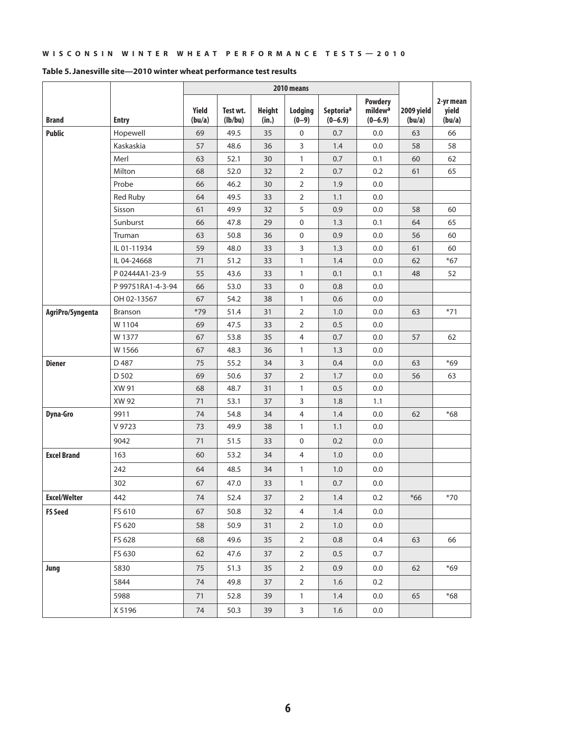**Table 5. Janesville site—2010 winter wheat performance test results**

| | | 2010 means | | | | | | | |
|---|---|---|---|---|---|---|---|---|---|
| **Brand** | **Entry** | **Yield (bu/a)** | **Test wt. (lb/bu)** | **Height (in.)** | **Lodging (0–9)** | **Septoria[a] (0–6.9)** | **Powdery mildew[a] (0–6.9)** | **2009 yield (bu/a)** | **2-yr mean yield (bu/a)** |
| **Public** | Hopewell | 69 | 49.5 | 35 | 0 | 0.7 | 0.0 | 63 | 66 |
| | Kaskaskia | 57 | 48.6 | 36 | 3 | 1.4 | 0.0 | 58 | 58 |
| | Merl | 63 | 52.1 | 30 | 1 | 0.7 | 0.1 | 60 | 62 |
| | Milton | 68 | 52.0 | 32 | 2 | 0.7 | 0.2 | 61 | 65 |
| | Probe | 66 | 46.2 | 30 | 2 | 1.9 | 0.0 | | |
| | Red Ruby | 64 | 49.5 | 33 | 2 | 1.1 | 0.0 | | |
| | Sisson | 61 | 49.9 | 32 | 5 | 0.9 | 0.0 | 58 | 60 |
| | Sunburst | 66 | 47.8 | 29 | 0 | 1.3 | 0.1 | 64 | 65 |
| | Truman | 63 | 50.8 | 36 | 0 | 0.9 | 0.0 | 56 | 60 |
| | IL 01-11934 | 59 | 48.0 | 33 | 3 | 1.3 | 0.0 | 61 | 60 |
| | IL 04-24668 | 71 | 51.2 | 33 | 1 | 1.4 | 0.0 | 62 | *67 |
| | P 02444A1-23-9 | 55 | 43.6 | 33 | 1 | 0.1 | 0.1 | 48 | 52 |
| | P 99751RA1-4-3-94 | 66 | 53.0 | 33 | 0 | 0.8 | 0.0 | | |
| | OH 02-13567 | 67 | 54.2 | 38 | 1 | 0.6 | 0.0 | | |
| **AgriPro/Syngenta** | Branson | *79 | 51.4 | 31 | 2 | 1.0 | 0.0 | 63 | *71 |
| | W 1104 | 69 | 47.5 | 33 | 2 | 0.5 | 0.0 | | |
| | W 1377 | 67 | 53.8 | 35 | 4 | 0.7 | 0.0 | 57 | 62 |
| | W 1566 | 67 | 48.3 | 36 | 1 | 1.3 | 0.0 | | |
| **Diener** | D 487 | 75 | 55.2 | 34 | 3 | 0.4 | 0.0 | 63 | *69 |
| | D 502 | 69 | 50.6 | 37 | 2 | 1.7 | 0.0 | 56 | 63 |
| | XW 91 | 68 | 48.7 | 31 | 1 | 0.5 | 0.0 | | |
| | XW 92 | 71 | 53.1 | 37 | 3 | 1.8 | 1.1 | | |
| **Dyna-Gro** | 9911 | 74 | 54.8 | 34 | 4 | 1.4 | 0.0 | 62 | *68 |
| | V 9723 | 73 | 49.9 | 38 | 1 | 1.1 | 0.0 | | |
| | 9042 | 71 | 51.5 | 33 | 0 | 0.2 | 0.0 | | |
| **Excel Brand** | 163 | 60 | 53.2 | 34 | 4 | 1.0 | 0.0 | | |
| | 242 | 64 | 48.5 | 34 | 1 | 1.0 | 0.0 | | |
| | 302 | 67 | 47.0 | 33 | 1 | 0.7 | 0.0 | | |
| **Excel/Welter** | 442 | 74 | 52.4 | 37 | 2 | 1.4 | 0.2 | *66 | *70 |
| **FS Seed** | FS 610 | 67 | 50.8 | 32 | 4 | 1.4 | 0.0 | | |
| | FS 620 | 58 | 50.9 | 31 | 2 | 1.0 | 0.0 | | |
| | FS 628 | 68 | 49.6 | 35 | 2 | 0.8 | 0.4 | 63 | 66 |
| | FS 630 | 62 | 47.6 | 37 | 2 | 0.5 | 0.7 | | |
| **Jung** | 5830 | 75 | 51.3 | 35 | 2 | 0.9 | 0.0 | 62 | *69 |
| | 5844 | 74 | 49.8 | 37 | 2 | 1.6 | 0.2 | | |
| | 5988 | 71 | 52.8 | 39 | 1 | 1.4 | 0.0 | 65 | *68 |
| | X 5196 | 74 | 50.3 | 39 | 3 | 1.6 | 0.0 | | |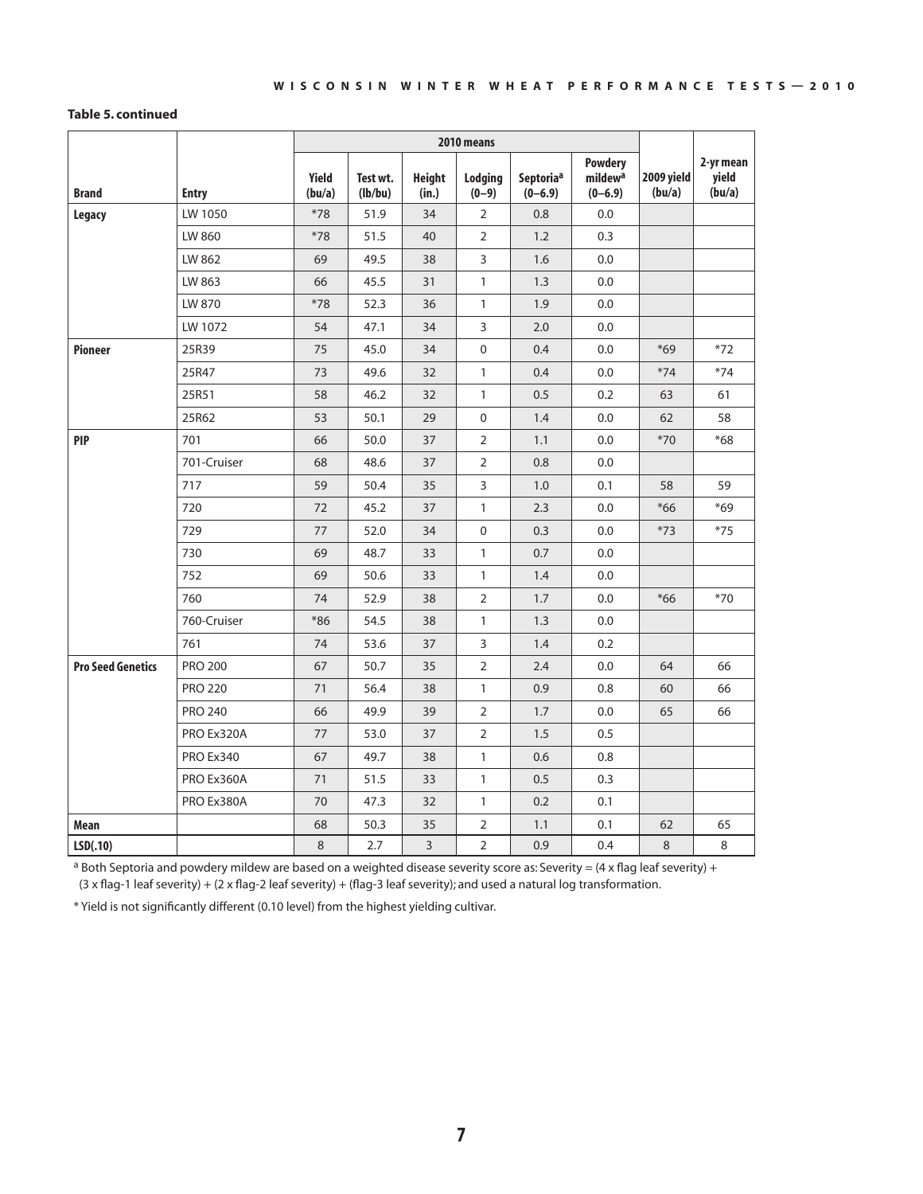**Table 5. continued**

| Brand | Entry | 2010 means | | | | | | 2009 yield (bu/a) | 2-yr mean yield (bu/a) |
|---|---|---|---|---|---|---|---|---|---|
| | | Yield (bu/a) | Test wt. (lb/bu) | Height (in.) | Lodging (0–9) | Septoria[a] (0–6.9) | Powdery mildew[a] (0–6.9) | | |
| Legacy | LW 1050 | *78 | 51.9 | 34 | 2 | 0.8 | 0.0 | | |
| | LW 860 | *78 | 51.5 | 40 | 2 | 1.2 | 0.3 | | |
| | LW 862 | 69 | 49.5 | 38 | 3 | 1.6 | 0.0 | | |
| | LW 863 | 66 | 45.5 | 31 | 1 | 1.3 | 0.0 | | |
| | LW 870 | *78 | 52.3 | 36 | 1 | 1.9 | 0.0 | | |
| | LW 1072 | 54 | 47.1 | 34 | 3 | 2.0 | 0.0 | | |
| Pioneer | 25R39 | 75 | 45.0 | 34 | 0 | 0.4 | 0.0 | *69 | *72 |
| | 25R47 | 73 | 49.6 | 32 | 1 | 0.4 | 0.0 | *74 | *74 |
| | 25R51 | 58 | 46.2 | 32 | 1 | 0.5 | 0.2 | 63 | 61 |
| | 25R62 | 53 | 50.1 | 29 | 0 | 1.4 | 0.0 | 62 | 58 |
| PIP | 701 | 66 | 50.0 | 37 | 2 | 1.1 | 0.0 | *70 | *68 |
| | 701-Cruiser | 68 | 48.6 | 37 | 2 | 0.8 | 0.0 | | |
| | 717 | 59 | 50.4 | 35 | 3 | 1.0 | 0.1 | 58 | 59 |
| | 720 | 72 | 45.2 | 37 | 1 | 2.3 | 0.0 | *66 | *69 |
| | 729 | 77 | 52.0 | 34 | 0 | 0.3 | 0.0 | *73 | *75 |
| | 730 | 69 | 48.7 | 33 | 1 | 0.7 | 0.0 | | |
| | 752 | 69 | 50.6 | 33 | 1 | 1.4 | 0.0 | | |
| | 760 | 74 | 52.9 | 38 | 2 | 1.7 | 0.0 | *66 | *70 |
| | 760-Cruiser | *86 | 54.5 | 38 | 1 | 1.3 | 0.0 | | |
| | 761 | 74 | 53.6 | 37 | 3 | 1.4 | 0.2 | | |
| Pro Seed Genetics | PRO 200 | 67 | 50.7 | 35 | 2 | 2.4 | 0.0 | 64 | 66 |
| | PRO 220 | 71 | 56.4 | 38 | 1 | 0.9 | 0.8 | 60 | 66 |
| | PRO 240 | 66 | 49.9 | 39 | 2 | 1.7 | 0.0 | 65 | 66 |
| | PRO Ex320A | 77 | 53.0 | 37 | 2 | 1.5 | 0.5 | | |
| | PRO Ex340 | 67 | 49.7 | 38 | 1 | 0.6 | 0.8 | | |
| | PRO Ex360A | 71 | 51.5 | 33 | 1 | 0.5 | 0.3 | | |
| | PRO Ex380A | 70 | 47.3 | 32 | 1 | 0.2 | 0.1 | | |
| Mean | | 68 | 50.3 | 35 | 2 | 1.1 | 0.1 | 62 | 65 |
| LSD(.10) | | 8 | 2.7 | 3 | 2 | 0.9 | 0.4 | 8 | 8 |

[a] Both Septoria and powdery mildew are based on a weighted disease severity score as: Severity = (4 x flag leaf severity) + (3 x flag-1 leaf severity) + (2 x flag-2 leaf severity) + (flag-3 leaf severity); and used a natural log transformation.

* Yield is not significantly different (0.10 level) from the highest yielding cultivar.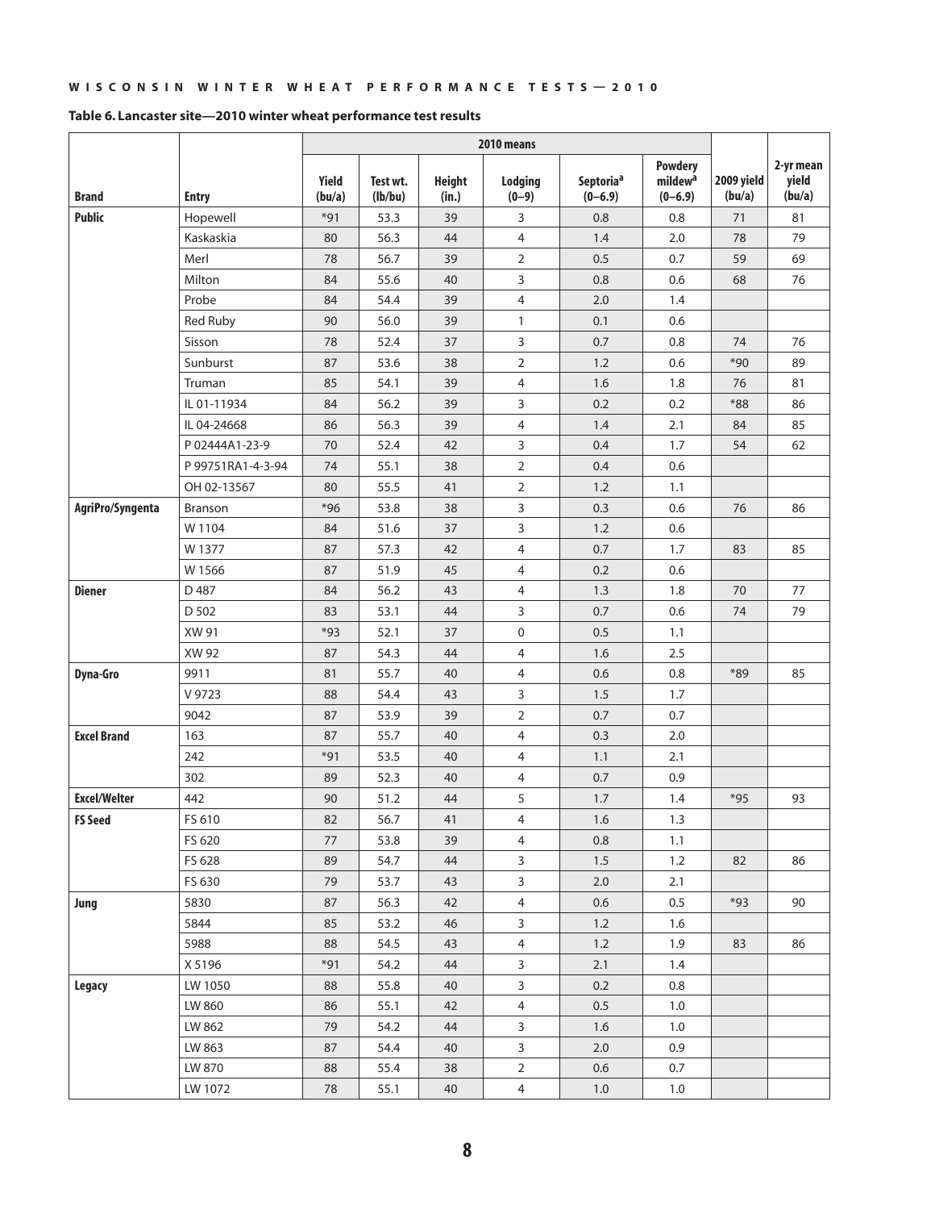**Table 6. Lancaster site—2010 winter wheat performance test results**

| Brand | Entry | 2010 means | | | | | | | |
|---|---|---|---|---|---|---|---|---|---|
| | | Yield (bu/a) | Test wt. (lb/bu) | Height (in.) | Lodging (0–9) | Septoria[a] (0–6.9) | Powdery mildew[a] (0–6.9) | 2009 yield (bu/a) | 2-yr mean yield (bu/a) |
| Public | Hopewell | *91 | 53.3 | 39 | 3 | 0.8 | 0.8 | 71 | 81 |
| | Kaskaskia | 80 | 56.3 | 44 | 4 | 1.4 | 2.0 | 78 | 79 |
| | Merl | 78 | 56.7 | 39 | 2 | 0.5 | 0.7 | 59 | 69 |
| | Milton | 84 | 55.6 | 40 | 3 | 0.8 | 0.6 | 68 | 76 |
| | Probe | 84 | 54.4 | 39 | 4 | 2.0 | 1.4 | | |
| | Red Ruby | 90 | 56.0 | 39 | 1 | 0.1 | 0.6 | | |
| | Sisson | 78 | 52.4 | 37 | 3 | 0.7 | 0.8 | 74 | 76 |
| | Sunburst | 87 | 53.6 | 38 | 2 | 1.2 | 0.6 | *90 | 89 |
| | Truman | 85 | 54.1 | 39 | 4 | 1.6 | 1.8 | 76 | 81 |
| | IL 01-11934 | 84 | 56.2 | 39 | 3 | 0.2 | 0.2 | *88 | 86 |
| | IL 04-24668 | 86 | 56.3 | 39 | 4 | 1.4 | 2.1 | 84 | 85 |
| | P 02444A1-23-9 | 70 | 52.4 | 42 | 3 | 0.4 | 1.7 | 54 | 62 |
| | P 99751RA1-4-3-94 | 74 | 55.1 | 38 | 2 | 0.4 | 0.6 | | |
| | OH 02-13567 | 80 | 55.5 | 41 | 2 | 1.2 | 1.1 | | |
| AgriPro/Syngenta | Branson | *96 | 53.8 | 38 | 3 | 0.3 | 0.6 | 76 | 86 |
| | W 1104 | 84 | 51.6 | 37 | 3 | 1.2 | 0.6 | | |
| | W 1377 | 87 | 57.3 | 42 | 4 | 0.7 | 1.7 | 83 | 85 |
| | W 1566 | 87 | 51.9 | 45 | 4 | 0.2 | 0.6 | | |
| Diener | D 487 | 84 | 56.2 | 43 | 4 | 1.3 | 1.8 | 70 | 77 |
| | D 502 | 83 | 53.1 | 44 | 3 | 0.7 | 0.6 | 74 | 79 |
| | XW 91 | *93 | 52.1 | 37 | 0 | 0.5 | 1.1 | | |
| | XW 92 | 87 | 54.3 | 44 | 4 | 1.6 | 2.5 | | |
| Dyna-Gro | 9911 | 81 | 55.7 | 40 | 4 | 0.6 | 0.8 | *89 | 85 |
| | V 9723 | 88 | 54.4 | 43 | 3 | 1.5 | 1.7 | | |
| | 9042 | 87 | 53.9 | 39 | 2 | 0.7 | 0.7 | | |
| Excel Brand | 163 | 87 | 55.7 | 40 | 4 | 0.3 | 2.0 | | |
| | 242 | *91 | 53.5 | 40 | 4 | 1.1 | 2.1 | | |
| | 302 | 89 | 52.3 | 40 | 4 | 0.7 | 0.9 | | |
| Excel/Welter | 442 | 90 | 51.2 | 44 | 5 | 1.7 | 1.4 | *95 | 93 |
| FS Seed | FS 610 | 82 | 56.7 | 41 | 4 | 1.6 | 1.3 | | |
| | FS 620 | 77 | 53.8 | 39 | 4 | 0.8 | 1.1 | | |
| | FS 628 | 89 | 54.7 | 44 | 3 | 1.5 | 1.2 | 82 | 86 |
| | FS 630 | 79 | 53.7 | 43 | 3 | 2.0 | 2.1 | | |
| Jung | 5830 | 87 | 56.3 | 42 | 4 | 0.6 | 0.5 | *93 | 90 |
| | 5844 | 85 | 53.2 | 46 | 3 | 1.2 | 1.6 | | |
| | 5988 | 88 | 54.5 | 43 | 4 | 1.2 | 1.9 | 83 | 86 |
| | X 5196 | *91 | 54.2 | 44 | 3 | 2.1 | 1.4 | | |
| Legacy | LW 1050 | 88 | 55.8 | 40 | 3 | 0.2 | 0.8 | | |
| | LW 860 | 86 | 55.1 | 42 | 4 | 0.5 | 1.0 | | |
| | LW 862 | 79 | 54.2 | 44 | 3 | 1.6 | 1.0 | | |
| | LW 863 | 87 | 54.4 | 40 | 3 | 2.0 | 0.9 | | |
| | LW 870 | 88 | 55.4 | 38 | 2 | 0.6 | 0.7 | | |
| | LW 1072 | 78 | 55.1 | 40 | 4 | 1.0 | 1.0 | | |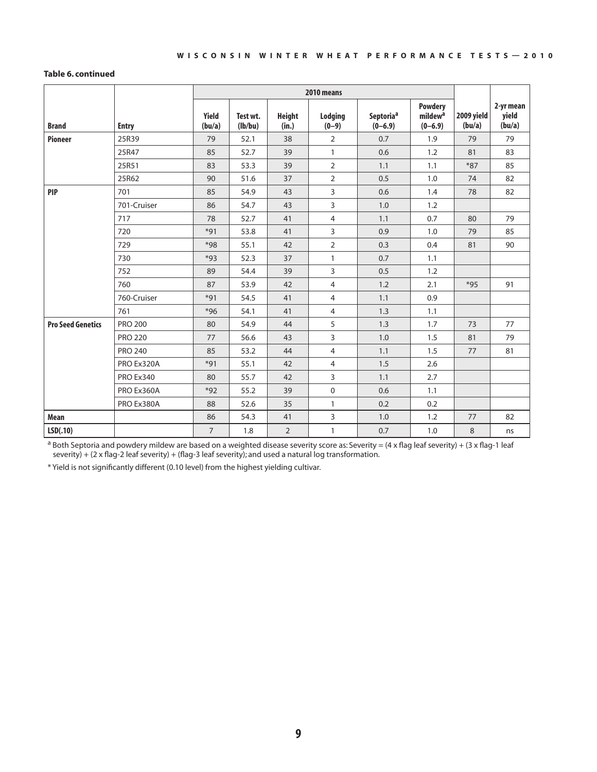**Table 6. continued**

| Brand | Entry | 2010 means | | | | | | 2009 yield (bu/a) | 2-yr mean yield (bu/a) |
|---|---|---|---|---|---|---|---|---|---|
| | | Yield (bu/a) | Test wt. (lb/bu) | Height (in.) | Lodging (0–9) | Septoria[a] (0–6.9) | Powdery mildew[a] (0–6.9) | | |
| **Pioneer** | 25R39 | 79 | 52.1 | 38 | 2 | 0.7 | 1.9 | 79 | 79 |
| | 25R47 | 85 | 52.7 | 39 | 1 | 0.6 | 1.2 | 81 | 83 |
| | 25R51 | 83 | 53.3 | 39 | 2 | 1.1 | 1.1 | *87 | 85 |
| | 25R62 | 90 | 51.6 | 37 | 2 | 0.5 | 1.0 | 74 | 82 |
| **PIP** | 701 | 85 | 54.9 | 43 | 3 | 0.6 | 1.4 | 78 | 82 |
| | 701-Cruiser | 86 | 54.7 | 43 | 3 | 1.0 | 1.2 | | |
| | 717 | 78 | 52.7 | 41 | 4 | 1.1 | 0.7 | 80 | 79 |
| | 720 | *91 | 53.8 | 41 | 3 | 0.9 | 1.0 | 79 | 85 |
| | 729 | *98 | 55.1 | 42 | 2 | 0.3 | 0.4 | 81 | 90 |
| | 730 | *93 | 52.3 | 37 | 1 | 0.7 | 1.1 | | |
| | 752 | 89 | 54.4 | 39 | 3 | 0.5 | 1.2 | | |
| | 760 | 87 | 53.9 | 42 | 4 | 1.2 | 2.1 | *95 | 91 |
| | 760-Cruiser | *91 | 54.5 | 41 | 4 | 1.1 | 0.9 | | |
| | 761 | *96 | 54.1 | 41 | 4 | 1.3 | 1.1 | | |
| **Pro Seed Genetics** | PRO 200 | 80 | 54.9 | 44 | 5 | 1.3 | 1.7 | 73 | 77 |
| | PRO 220 | 77 | 56.6 | 43 | 3 | 1.0 | 1.5 | 81 | 79 |
| | PRO 240 | 85 | 53.2 | 44 | 4 | 1.1 | 1.5 | 77 | 81 |
| | PRO Ex320A | *91 | 55.1 | 42 | 4 | 1.5 | 2.6 | | |
| | PRO Ex340 | 80 | 55.7 | 42 | 3 | 1.1 | 2.7 | | |
| | PRO Ex360A | *92 | 55.2 | 39 | 0 | 0.6 | 1.1 | | |
| | PRO Ex380A | 88 | 52.6 | 35 | 1 | 0.2 | 0.2 | | |
| **Mean** | | 86 | 54.3 | 41 | 3 | 1.0 | 1.2 | 77 | 82 |
| **LSD(.10)** | | 7 | 1.8 | 2 | 1 | 0.7 | 1.0 | 8 | ns |

[a] Both Septoria and powdery mildew are based on a weighted disease severity score as: Severity = (4 x flag leaf severity) + (3 x flag-1 leaf severity) + (2 x flag-2 leaf severity) + (flag-3 leaf severity); and used a natural log transformation.

* Yield is not significantly different (0.10 level) from the highest yielding cultivar.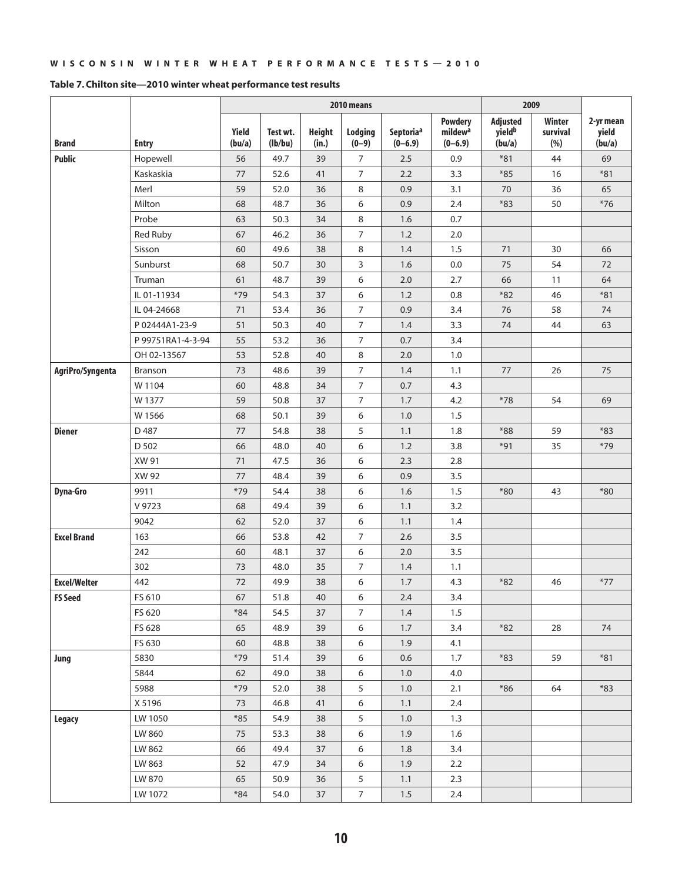**Table 7. Chilton site—2010 winter wheat performance test results**

| | | 2010 means | | | | | | 2009 | | |
|---|---|---|---|---|---|---|---|---|---|---|
| Brand | Entry | Yield (bu/a) | Test wt. (lb/bu) | Height (in.) | Lodging (0–9) | Septoria[a] (0–6.9) | Powdery mildew[a] (0–6.9) | Adjusted yield[b] (bu/a) | Winter survival (%) | 2-yr mean yield (bu/a) |
| **Public** | Hopewell | 56 | 49.7 | 39 | 7 | 2.5 | 0.9 | *81 | 44 | 69 |
| | Kaskaskia | 77 | 52.6 | 41 | 7 | 2.2 | 3.3 | *85 | 16 | *81 |
| | Merl | 59 | 52.0 | 36 | 8 | 0.9 | 3.1 | 70 | 36 | 65 |
| | Milton | 68 | 48.7 | 36 | 6 | 0.9 | 2.4 | *83 | 50 | *76 |
| | Probe | 63 | 50.3 | 34 | 8 | 1.6 | 0.7 | | | |
| | Red Ruby | 67 | 46.2 | 36 | 7 | 1.2 | 2.0 | | | |
| | Sisson | 60 | 49.6 | 38 | 8 | 1.4 | 1.5 | 71 | 30 | 66 |
| | Sunburst | 68 | 50.7 | 30 | 3 | 1.6 | 0.0 | 75 | 54 | 72 |
| | Truman | 61 | 48.7 | 39 | 6 | 2.0 | 2.7 | 66 | 11 | 64 |
| | IL 01-11934 | *79 | 54.3 | 37 | 6 | 1.2 | 0.8 | *82 | 46 | *81 |
| | IL 04-24668 | 71 | 53.4 | 36 | 7 | 0.9 | 3.4 | 76 | 58 | 74 |
| | P 02444A1-23-9 | 51 | 50.3 | 40 | 7 | 1.4 | 3.3 | 74 | 44 | 63 |
| | P 99751RA1-4-3-94 | 55 | 53.2 | 36 | 7 | 0.7 | 3.4 | | | |
| | OH 02-13567 | 53 | 52.8 | 40 | 8 | 2.0 | 1.0 | | | |
| **AgriPro/Syngenta** | Branson | 73 | 48.6 | 39 | 7 | 1.4 | 1.1 | 77 | 26 | 75 |
| | W 1104 | 60 | 48.8 | 34 | 7 | 0.7 | 4.3 | | | |
| | W 1377 | 59 | 50.8 | 37 | 7 | 1.7 | 4.2 | *78 | 54 | 69 |
| | W 1566 | 68 | 50.1 | 39 | 6 | 1.0 | 1.5 | | | |
| **Diener** | D 487 | 77 | 54.8 | 38 | 5 | 1.1 | 1.8 | *88 | 59 | *83 |
| | D 502 | 66 | 48.0 | 40 | 6 | 1.2 | 3.8 | *91 | 35 | *79 |
| | XW 91 | 71 | 47.5 | 36 | 6 | 2.3 | 2.8 | | | |
| | XW 92 | 77 | 48.4 | 39 | 6 | 0.9 | 3.5 | | | |
| **Dyna-Gro** | 9911 | *79 | 54.4 | 38 | 6 | 1.6 | 1.5 | *80 | 43 | *80 |
| | V 9723 | 68 | 49.4 | 39 | 6 | 1.1 | 3.2 | | | |
| | 9042 | 62 | 52.0 | 37 | 6 | 1.1 | 1.4 | | | |
| **Excel Brand** | 163 | 66 | 53.8 | 42 | 7 | 2.6 | 3.5 | | | |
| | 242 | 60 | 48.1 | 37 | 6 | 2.0 | 3.5 | | | |
| | 302 | 73 | 48.0 | 35 | 7 | 1.4 | 1.1 | | | |
| **Excel/Welter** | 442 | 72 | 49.9 | 38 | 6 | 1.7 | 4.3 | *82 | 46 | *77 |
| **FS Seed** | FS 610 | 67 | 51.8 | 40 | 6 | 2.4 | 3.4 | | | |
| | FS 620 | *84 | 54.5 | 37 | 7 | 1.4 | 1.5 | | | |
| | FS 628 | 65 | 48.9 | 39 | 6 | 1.7 | 3.4 | *82 | 28 | 74 |
| | FS 630 | 60 | 48.8 | 38 | 6 | 1.9 | 4.1 | | | |
| **Jung** | 5830 | *79 | 51.4 | 39 | 6 | 0.6 | 1.7 | *83 | 59 | *81 |
| | 5844 | 62 | 49.0 | 38 | 6 | 1.0 | 4.0 | | | |
| | 5988 | *79 | 52.0 | 38 | 5 | 1.0 | 2.1 | *86 | 64 | *83 |
| | X 5196 | 73 | 46.8 | 41 | 6 | 1.1 | 2.4 | | | |
| **Legacy** | LW 1050 | *85 | 54.9 | 38 | 5 | 1.0 | 1.3 | | | |
| | LW 860 | 75 | 53.3 | 38 | 6 | 1.9 | 1.6 | | | |
| | LW 862 | 66 | 49.4 | 37 | 6 | 1.8 | 3.4 | | | |
| | LW 863 | 52 | 47.9 | 34 | 6 | 1.9 | 2.2 | | | |
| | LW 870 | 65 | 50.9 | 36 | 5 | 1.1 | 2.3 | | | |
| | LW 1072 | *84 | 54.0 | 37 | 7 | 1.5 | 2.4 | | | |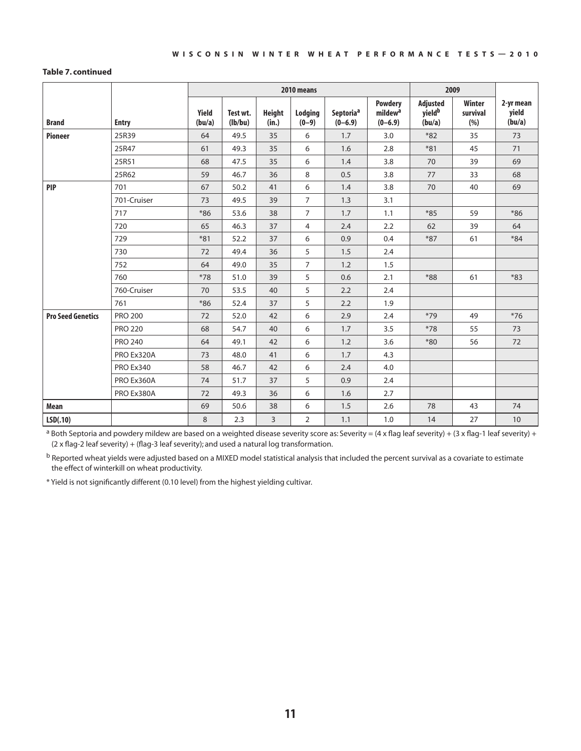**Table 7. continued**

| | | 2010 means | | | | | | 2009 | | |
|---|---|---|---|---|---|---|---|---|---|---|
| Brand | Entry | Yield (bu/a) | Test wt. (lb/bu) | Height (in.) | Lodging (0–9) | Septoria[a] (0–6.9) | Powdery mildew[a] (0–6.9) | Adjusted yield[b] (bu/a) | Winter survival (%) | 2-yr mean yield (bu/a) |
| Pioneer | 25R39 | 64 | 49.5 | 35 | 6 | 1.7 | 3.0 | *82 | 35 | 73 |
| | 25R47 | 61 | 49.3 | 35 | 6 | 1.6 | 2.8 | *81 | 45 | 71 |
| | 25R51 | 68 | 47.5 | 35 | 6 | 1.4 | 3.8 | 70 | 39 | 69 |
| | 25R62 | 59 | 46.7 | 36 | 8 | 0.5 | 3.8 | 77 | 33 | 68 |
| PIP | 701 | 67 | 50.2 | 41 | 6 | 1.4 | 3.8 | 70 | 40 | 69 |
| | 701-Cruiser | 73 | 49.5 | 39 | 7 | 1.3 | 3.1 | | | |
| | 717 | *86 | 53.6 | 38 | 7 | 1.7 | 1.1 | *85 | 59 | *86 |
| | 720 | 65 | 46.3 | 37 | 4 | 2.4 | 2.2 | 62 | 39 | 64 |
| | 729 | *81 | 52.2 | 37 | 6 | 0.9 | 0.4 | *87 | 61 | *84 |
| | 730 | 72 | 49.4 | 36 | 5 | 1.5 | 2.4 | | | |
| | 752 | 64 | 49.0 | 35 | 7 | 1.2 | 1.5 | | | |
| | 760 | *78 | 51.0 | 39 | 5 | 0.6 | 2.1 | *88 | 61 | *83 |
| | 760-Cruiser | 70 | 53.5 | 40 | 5 | 2.2 | 2.4 | | | |
| | 761 | *86 | 52.4 | 37 | 5 | 2.2 | 1.9 | | | |
| Pro Seed Genetics | PRO 200 | 72 | 52.0 | 42 | 6 | 2.9 | 2.4 | *79 | 49 | *76 |
| | PRO 220 | 68 | 54.7 | 40 | 6 | 1.7 | 3.5 | *78 | 55 | 73 |
| | PRO 240 | 64 | 49.1 | 42 | 6 | 1.2 | 3.6 | *80 | 56 | 72 |
| | PRO Ex320A | 73 | 48.0 | 41 | 6 | 1.7 | 4.3 | | | |
| | PRO Ex340 | 58 | 46.7 | 42 | 6 | 2.4 | 4.0 | | | |
| | PRO Ex360A | 74 | 51.7 | 37 | 5 | 0.9 | 2.4 | | | |
| | PRO Ex380A | 72 | 49.3 | 36 | 6 | 1.6 | 2.7 | | | |
| Mean | | 69 | 50.6 | 38 | 6 | 1.5 | 2.6 | 78 | 43 | 74 |
| LSD(.10) | | 8 | 2.3 | 3 | 2 | 1.1 | 1.0 | 14 | 27 | 10 |

[a] Both Septoria and powdery mildew are based on a weighted disease severity score as: Severity = (4 x flag leaf severity) + (3 x flag-1 leaf severity) + (2 x flag-2 leaf severity) + (flag-3 leaf severity); and used a natural log transformation.

[b] Reported wheat yields were adjusted based on a MIXED model statistical analysis that included the percent survival as a covariate to estimate the effect of winterkill on wheat productivity.

* Yield is not significantly different (0.10 level) from the highest yielding cultivar.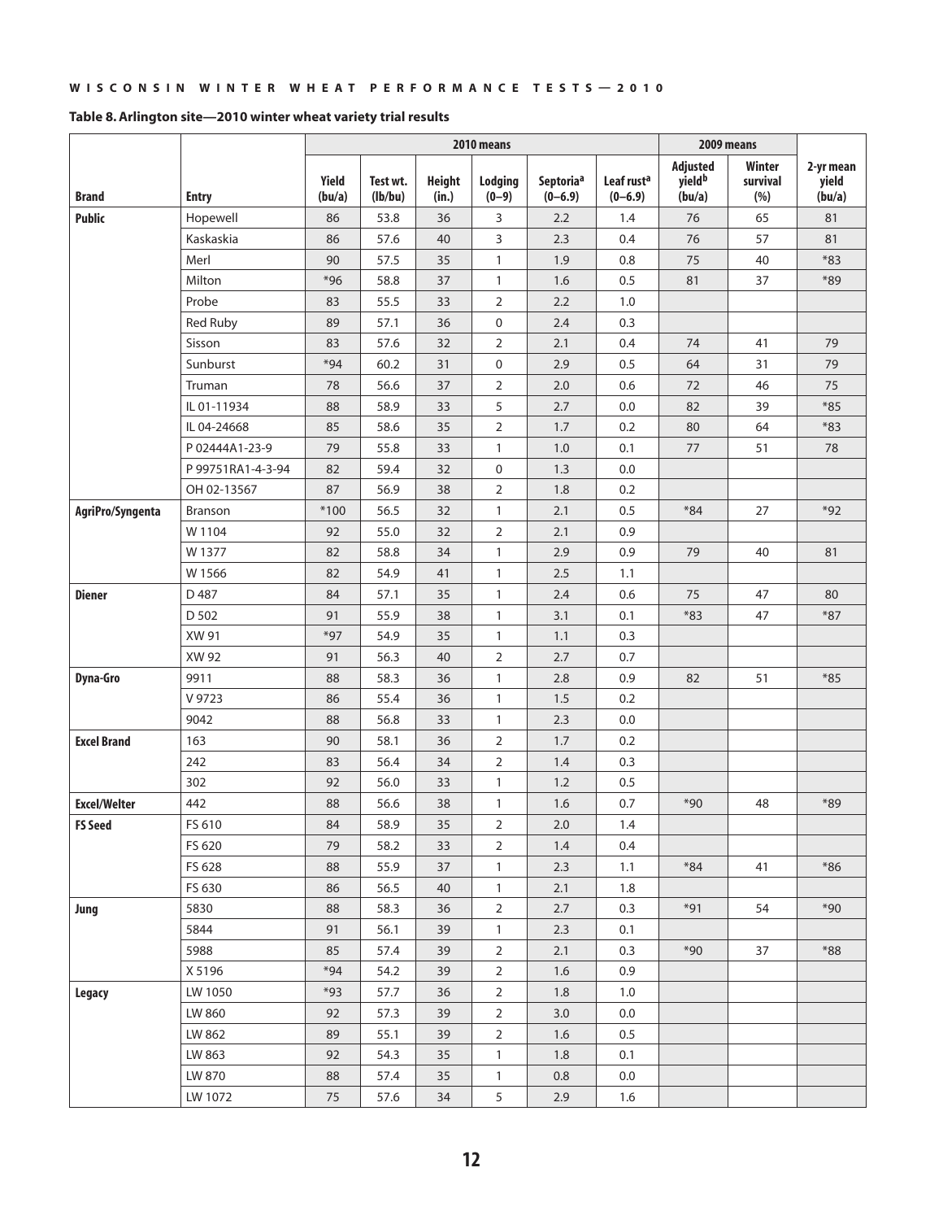**Table 8. Arlington site—2010 winter wheat variety trial results**

| | | 2010 means | | | | | | 2009 means | | |
|---|---|---|---|---|---|---|---|---|---|---|
| Brand | Entry | Yield (bu/a) | Test wt. (lb/bu) | Height (in.) | Lodging (0–9) | Septoria[a] (0–6.9) | Leaf rust[a] (0–6.9) | Adjusted yield[b] (bu/a) | Winter survival (%) | 2-yr mean yield (bu/a) |
| Public | Hopewell | 86 | 53.8 | 36 | 3 | 2.2 | 1.4 | 76 | 65 | 81 |
| | Kaskaskia | 86 | 57.6 | 40 | 3 | 2.3 | 0.4 | 76 | 57 | 81 |
| | Merl | 90 | 57.5 | 35 | 1 | 1.9 | 0.8 | 75 | 40 | *83 |
| | Milton | *96 | 58.8 | 37 | 1 | 1.6 | 0.5 | 81 | 37 | *89 |
| | Probe | 83 | 55.5 | 33 | 2 | 2.2 | 1.0 | | | |
| | Red Ruby | 89 | 57.1 | 36 | 0 | 2.4 | 0.3 | | | |
| | Sisson | 83 | 57.6 | 32 | 2 | 2.1 | 0.4 | 74 | 41 | 79 |
| | Sunburst | *94 | 60.2 | 31 | 0 | 2.9 | 0.5 | 64 | 31 | 79 |
| | Truman | 78 | 56.6 | 37 | 2 | 2.0 | 0.6 | 72 | 46 | 75 |
| | IL 01-11934 | 88 | 58.9 | 33 | 5 | 2.7 | 0.0 | 82 | 39 | *85 |
| | IL 04-24668 | 85 | 58.6 | 35 | 2 | 1.7 | 0.2 | 80 | 64 | *83 |
| | P 02444A1-23-9 | 79 | 55.8 | 33 | 1 | 1.0 | 0.1 | 77 | 51 | 78 |
| | P 99751RA1-4-3-94 | 82 | 59.4 | 32 | 0 | 1.3 | 0.0 | | | |
| | OH 02-13567 | 87 | 56.9 | 38 | 2 | 1.8 | 0.2 | | | |
| AgriPro/Syngenta | Branson | *100 | 56.5 | 32 | 1 | 2.1 | 0.5 | *84 | 27 | *92 |
| | W 1104 | 92 | 55.0 | 32 | 2 | 2.1 | 0.9 | | | |
| | W 1377 | 82 | 58.8 | 34 | 1 | 2.9 | 0.9 | 79 | 40 | 81 |
| | W 1566 | 82 | 54.9 | 41 | 1 | 2.5 | 1.1 | | | |
| Diener | D 487 | 84 | 57.1 | 35 | 1 | 2.4 | 0.6 | 75 | 47 | 80 |
| | D 502 | 91 | 55.9 | 38 | 1 | 3.1 | 0.1 | *83 | 47 | *87 |
| | XW 91 | *97 | 54.9 | 35 | 1 | 1.1 | 0.3 | | | |
| | XW 92 | 91 | 56.3 | 40 | 2 | 2.7 | 0.7 | | | |
| Dyna-Gro | 9911 | 88 | 58.3 | 36 | 1 | 2.8 | 0.9 | 82 | 51 | *85 |
| | V 9723 | 86 | 55.4 | 36 | 1 | 1.5 | 0.2 | | | |
| | 9042 | 88 | 56.8 | 33 | 1 | 2.3 | 0.0 | | | |
| Excel Brand | 163 | 90 | 58.1 | 36 | 2 | 1.7 | 0.2 | | | |
| | 242 | 83 | 56.4 | 34 | 2 | 1.4 | 0.3 | | | |
| | 302 | 92 | 56.0 | 33 | 1 | 1.2 | 0.5 | | | |
| Excel/Welter | 442 | 88 | 56.6 | 38 | 1 | 1.6 | 0.7 | *90 | 48 | *89 |
| FS Seed | FS 610 | 84 | 58.9 | 35 | 2 | 2.0 | 1.4 | | | |
| | FS 620 | 79 | 58.2 | 33 | 2 | 1.4 | 0.4 | | | |
| | FS 628 | 88 | 55.9 | 37 | 1 | 2.3 | 1.1 | *84 | 41 | *86 |
| | FS 630 | 86 | 56.5 | 40 | 1 | 2.1 | 1.8 | | | |
| Jung | 5830 | 88 | 58.3 | 36 | 2 | 2.7 | 0.3 | *91 | 54 | *90 |
| | 5844 | 91 | 56.1 | 39 | 1 | 2.3 | 0.1 | | | |
| | 5988 | 85 | 57.4 | 39 | 2 | 2.1 | 0.3 | *90 | 37 | *88 |
| | X 5196 | *94 | 54.2 | 39 | 2 | 1.6 | 0.9 | | | |
| Legacy | LW 1050 | *93 | 57.7 | 36 | 2 | 1.8 | 1.0 | | | |
| | LW 860 | 92 | 57.3 | 39 | 2 | 3.0 | 0.0 | | | |
| | LW 862 | 89 | 55.1 | 39 | 2 | 1.6 | 0.5 | | | |
| | LW 863 | 92 | 54.3 | 35 | 1 | 1.8 | 0.1 | | | |
| | LW 870 | 88 | 57.4 | 35 | 1 | 0.8 | 0.0 | | | |
| | LW 1072 | 75 | 57.6 | 34 | 5 | 2.9 | 1.6 | | | |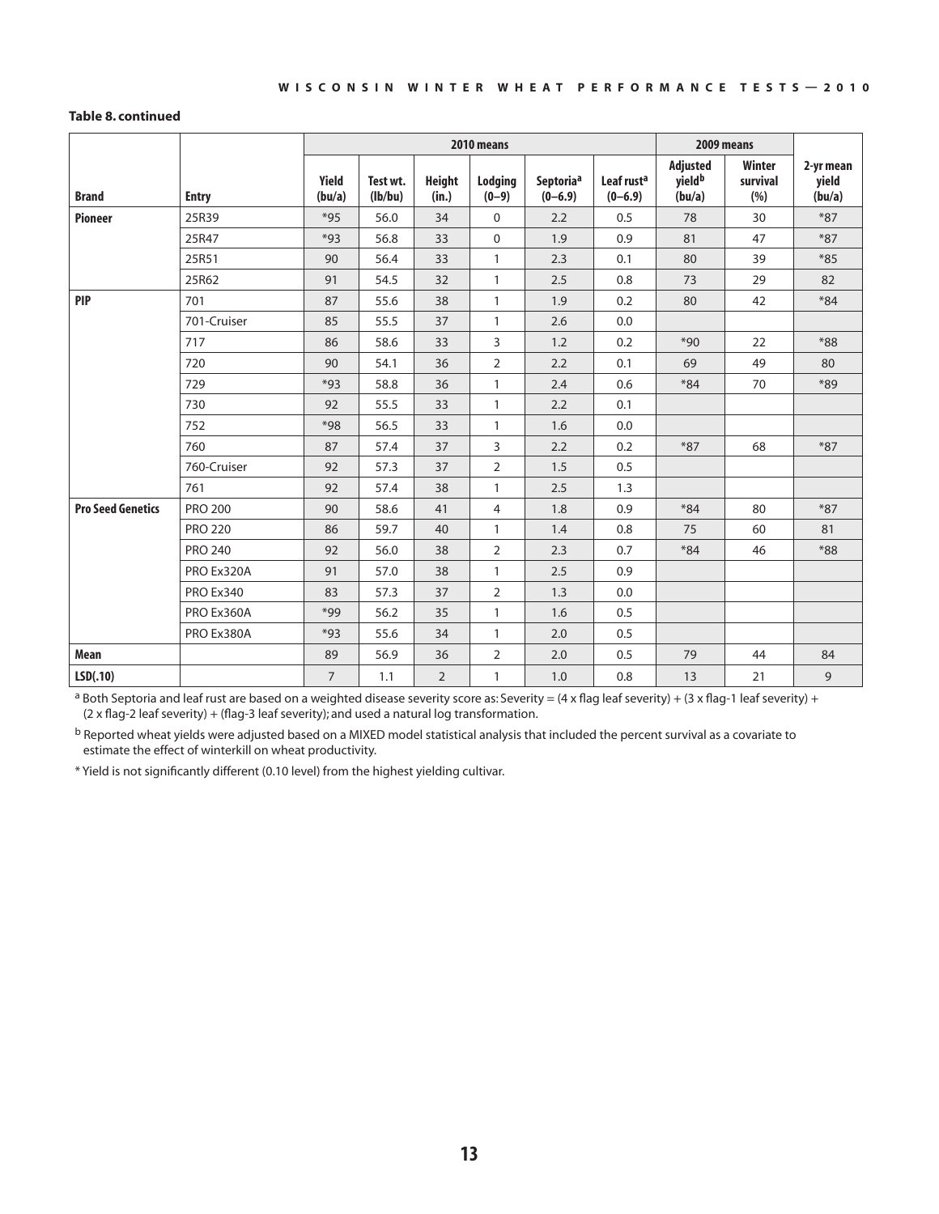**Table 8. continued**

| | | 2010 means | | | | | | 2009 means | | |
|---|---|---|---|---|---|---|---|---|---|---|
| Brand | Entry | Yield (bu/a) | Test wt. (lb/bu) | Height (in.) | Lodging (0–9) | Septoria[a] (0–6.9) | Leaf rust[a] (0–6.9) | Adjusted yield[b] (bu/a) | Winter survival (%) | 2-yr mean yield (bu/a) |
| **Pioneer** | 25R39 | *95 | 56.0 | 34 | 0 | 2.2 | 0.5 | 78 | 30 | *87 |
| | 25R47 | *93 | 56.8 | 33 | 0 | 1.9 | 0.9 | 81 | 47 | *87 |
| | 25R51 | 90 | 56.4 | 33 | 1 | 2.3 | 0.1 | 80 | 39 | *85 |
| | 25R62 | 91 | 54.5 | 32 | 1 | 2.5 | 0.8 | 73 | 29 | 82 |
| **PIP** | 701 | 87 | 55.6 | 38 | 1 | 1.9 | 0.2 | 80 | 42 | *84 |
| | 701-Cruiser | 85 | 55.5 | 37 | 1 | 2.6 | 0.0 | | | |
| | 717 | 86 | 58.6 | 33 | 3 | 1.2 | 0.2 | *90 | 22 | *88 |
| | 720 | 90 | 54.1 | 36 | 2 | 2.2 | 0.1 | 69 | 49 | 80 |
| | 729 | *93 | 58.8 | 36 | 1 | 2.4 | 0.6 | *84 | 70 | *89 |
| | 730 | 92 | 55.5 | 33 | 1 | 2.2 | 0.1 | | | |
| | 752 | *98 | 56.5 | 33 | 1 | 1.6 | 0.0 | | | |
| | 760 | 87 | 57.4 | 37 | 3 | 2.2 | 0.2 | *87 | 68 | *87 |
| | 760-Cruiser | 92 | 57.3 | 37 | 2 | 1.5 | 0.5 | | | |
| | 761 | 92 | 57.4 | 38 | 1 | 2.5 | 1.3 | | | |
| **Pro Seed Genetics** | PRO 200 | 90 | 58.6 | 41 | 4 | 1.8 | 0.9 | *84 | 80 | *87 |
| | PRO 220 | 86 | 59.7 | 40 | 1 | 1.4 | 0.8 | 75 | 60 | 81 |
| | PRO 240 | 92 | 56.0 | 38 | 2 | 2.3 | 0.7 | *84 | 46 | *88 |
| | PRO Ex320A | 91 | 57.0 | 38 | 1 | 2.5 | 0.9 | | | |
| | PRO Ex340 | 83 | 57.3 | 37 | 2 | 1.3 | 0.0 | | | |
| | PRO Ex360A | *99 | 56.2 | 35 | 1 | 1.6 | 0.5 | | | |
| | PRO Ex380A | *93 | 55.6 | 34 | 1 | 2.0 | 0.5 | | | |
| **Mean** | | 89 | 56.9 | 36 | 2 | 2.0 | 0.5 | 79 | 44 | 84 |
| **LSD(.10)** | | 7 | 1.1 | 2 | 1 | 1.0 | 0.8 | 13 | 21 | 9 |

[a] Both Septoria and leaf rust are based on a weighted disease severity score as: Severity = (4 x flag leaf severity) + (3 x flag-1 leaf severity) + (2 x flag-2 leaf severity) + (flag-3 leaf severity); and used a natural log transformation.

[b] Reported wheat yields were adjusted based on a MIXED model statistical analysis that included the percent survival as a covariate to estimate the effect of winterkill on wheat productivity.

* Yield is not significantly different (0.10 level) from the highest yielding cultivar.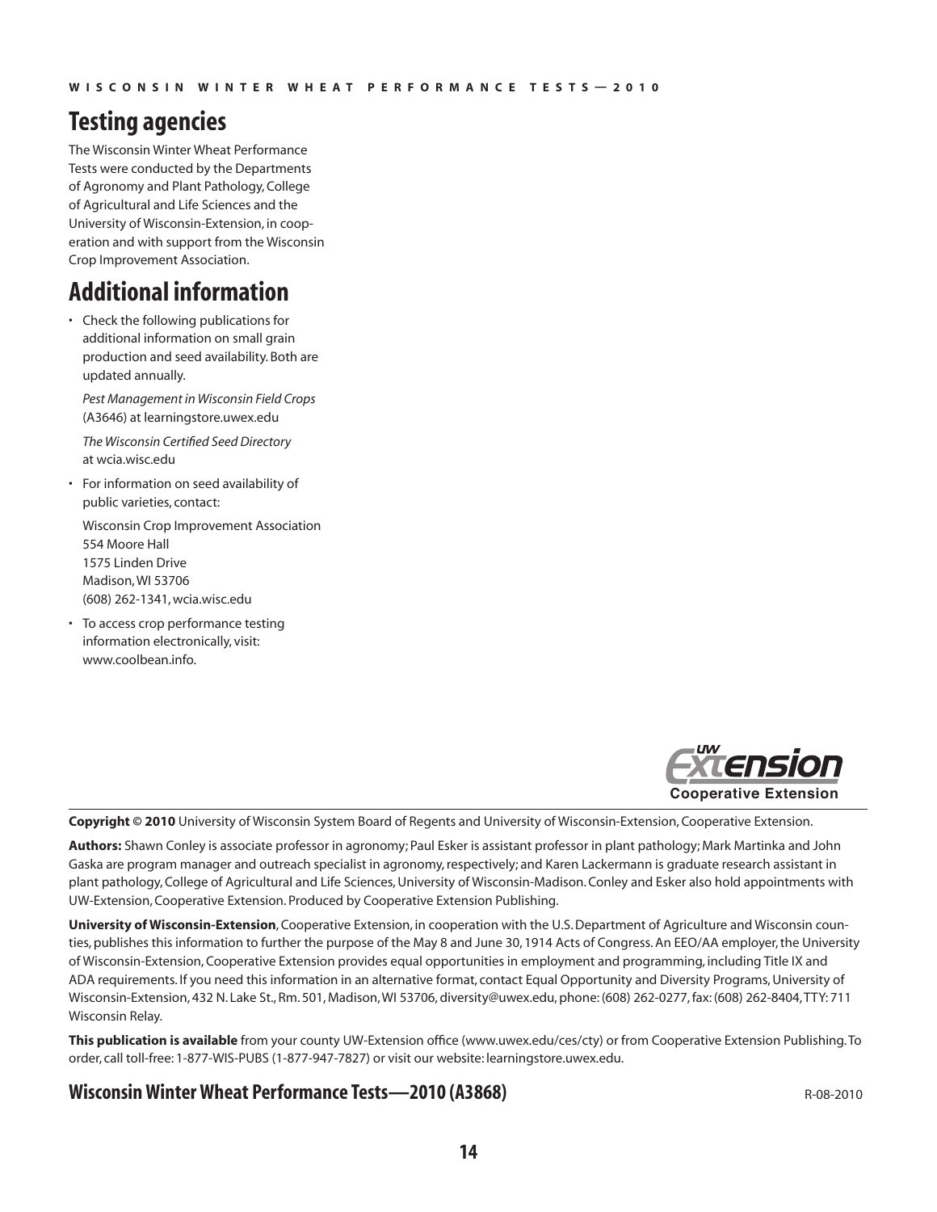## Testing agencies

The Wisconsin Winter Wheat Performance Tests were conducted by the Departments of Agronomy and Plant Pathology, College of Agricultural and Life Sciences and the University of Wisconsin-Extension, in cooperation and with support from the Wisconsin Crop Improvement Association.

## Additional information

- Check the following publications for additional information on small grain production and seed availability. Both are updated annually.

  *Pest Management in Wisconsin Field Crops* (A3646) at learningstore.uwex.edu

  *The Wisconsin Certified Seed Directory* at wcia.wisc.edu

- For information on seed availability of public varieties, contact:

  Wisconsin Crop Improvement Association
  554 Moore Hall
  1575 Linden Drive
  Madison, WI 53706
  (608) 262-1341, wcia.wisc.edu

- To access crop performance testing information electronically, visit: www.coolbean.info.

UW Extension Cooperative Extension

**Copyright © 2010** University of Wisconsin System Board of Regents and University of Wisconsin-Extension, Cooperative Extension.

**Authors:** Shawn Conley is associate professor in agronomy; Paul Esker is assistant professor in plant pathology; Mark Martinka and John Gaska are program manager and outreach specialist in agronomy, respectively; and Karen Lackermann is graduate research assistant in plant pathology, College of Agricultural and Life Sciences, University of Wisconsin-Madison. Conley and Esker also hold appointments with UW-Extension, Cooperative Extension. Produced by Cooperative Extension Publishing.

**University of Wisconsin-Extension**, Cooperative Extension, in cooperation with the U.S. Department of Agriculture and Wisconsin counties, publishes this information to further the purpose of the May 8 and June 30, 1914 Acts of Congress. An EEO/AA employer, the University of Wisconsin-Extension, Cooperative Extension provides equal opportunities in employment and programming, including Title IX and ADA requirements. If you need this information in an alternative format, contact Equal Opportunity and Diversity Programs, University of Wisconsin-Extension, 432 N. Lake St., Rm. 501, Madison, WI 53706, diversity@uwex.edu, phone: (608) 262-0277, fax: (608) 262-8404, TTY: 711 Wisconsin Relay.

**This publication is available** from your county UW-Extension office (www.uwex.edu/ces/cty) or from Cooperative Extension Publishing. To order, call toll-free: 1-877-WIS-PUBS (1-877-947-7827) or visit our website: learningstore.uwex.edu.

## Wisconsin Winter Wheat Performance Tests—2010 (A3868)

R-08-2010